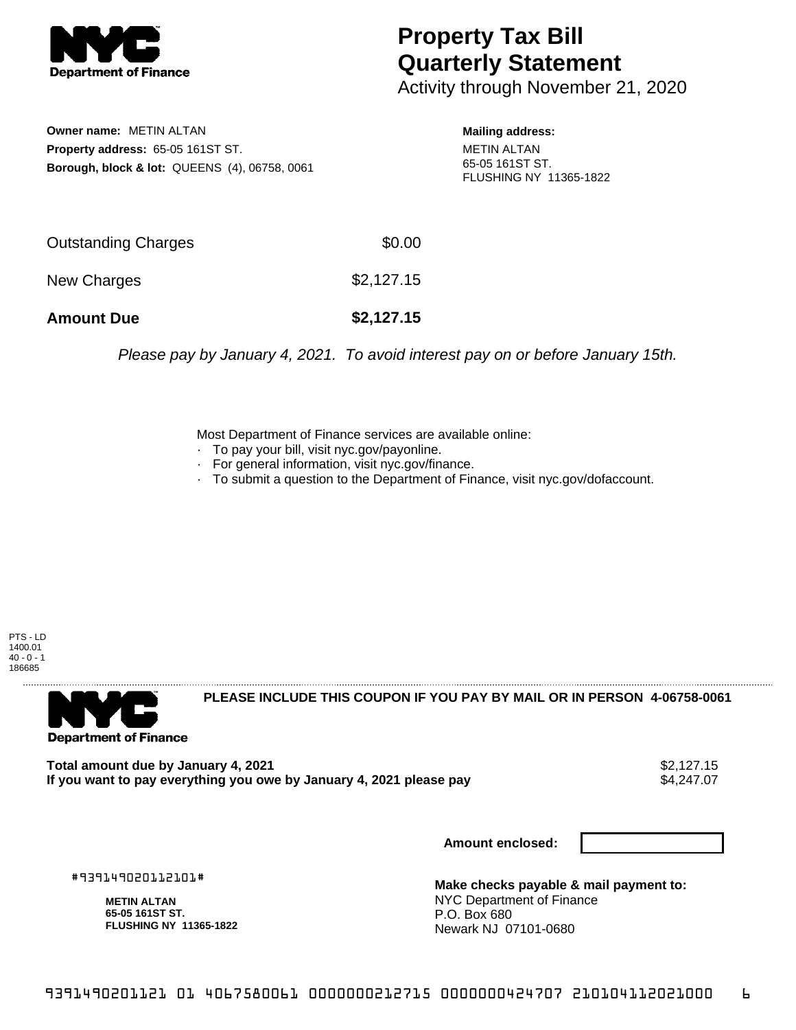# Property Tax Bill Quarterly Statement

Activity through November 21, 2020

**Owner name:** METIN ALTAN
**Property address:** 65-05 161ST ST.
**Borough, block & lot:** QUEENS (4), 06758, 0061

**Mailing address:**
METIN ALTAN
65-05 161ST ST.
FLUSHING NY 11365-1822

| | |
|---|---|
| Outstanding Charges | $0.00 |
| New Charges | $2,127.15 |
| **Amount Due** | **$2,127.15** |

*Please pay by January 4, 2021. To avoid interest pay on or before January 15th.*

Most Department of Finance services are available online:
- To pay your bill, visit nyc.gov/payonline.
- For general information, visit nyc.gov/finance.
- To submit a question to the Department of Finance, visit nyc.gov/dofaccount.

PTS - LD
1400.01
40 - 0 - 1
186685

**PLEASE INCLUDE THIS COUPON IF YOU PAY BY MAIL OR IN PERSON 4-06758-0061**

| | |
|---|---|
| **Total amount due by January 4, 2021** | $2,127.15 |
| **If you want to pay everything you owe by January 4, 2021 please pay** | $4,247.07 |

**Amount enclosed:**

#939149020112101#

**METIN ALTAN**
**65-05 161ST ST.**
**FLUSHING NY 11365-1822**

**Make checks payable & mail payment to:**
NYC Department of Finance
P.O. Box 680
Newark NJ 07101-0680

9391490201121 01 4067580061 0000000212715 0000000424707 210104112021000 6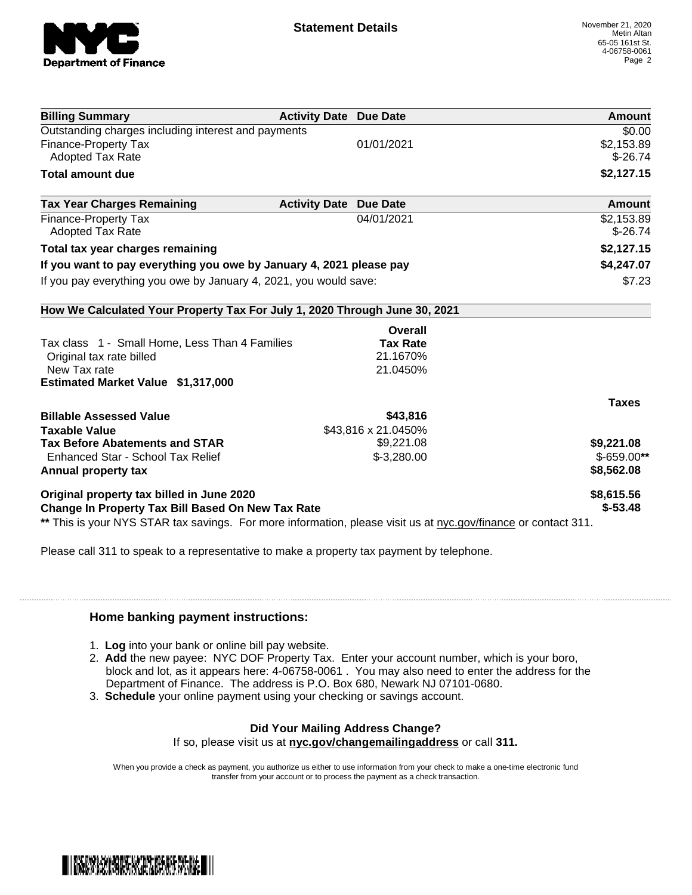Statement Details

November 21, 2020
Metin Altan
65-05 161st St.
4-06758-0061

| Billing Summary | Activity Date | Due Date | Amount |
|---|---|---|---|
| Outstanding charges including interest and payments | | | $0.00 |
| Finance-Property Tax | | 01/01/2021 | $2,153.89 |
| Adopted Tax Rate | | | $-26.74 |
| **Total amount due** | | | **$2,127.15** |

| Tax Year Charges Remaining | Activity Date | Due Date | Amount |
|---|---|---|---|
| Finance-Property Tax | | 04/01/2021 | $2,153.89 |
| Adopted Tax Rate | | | $-26.74 |
| **Total tax year charges remaining** | | | **$2,127.15** |
| **If you want to pay everything you owe by January 4, 2021 please pay** | | | **$4,247.07** |
| If you pay everything you owe by January 4, 2021, you would save: | | | $7.23 |

**How We Calculated Your Property Tax For July 1, 2020 Through June 30, 2021**

| | Overall Tax Rate | Taxes |
|---|---|---|
| Tax class 1 - Small Home, Less Than 4 Families | | |
| Original tax rate billed | 21.1670% | |
| New Tax rate | 21.0450% | |
| **Estimated Market Value $1,317,000** | | |
| **Billable Assessed Value** | **$43,816** | |
| **Taxable Value** | $43,816 x 21.0450% | |
| **Tax Before Abatements and STAR** | $9,221.08 | **$9,221.08** |
| Enhanced Star - School Tax Relief | $-3,280.00 | $-659.00** |
| **Annual property tax** | | **$8,562.08** |
| **Original property tax billed in June 2020** | | **$8,615.56** |
| **Change In Property Tax Bill Based On New Tax Rate** | | **$-53.48** |

** This is your NYS STAR tax savings. For more information, please visit us at nyc.gov/finance or contact 311.

Please call 311 to speak to a representative to make a property tax payment by telephone.

### Home banking payment instructions:

1. **Log** into your bank or online bill pay website.
2. **Add** the new payee: NYC DOF Property Tax. Enter your account number, which is your boro, block and lot, as it appears here: 4-06758-0061 . You may also need to enter the address for the Department of Finance. The address is P.O. Box 680, Newark NJ 07101-0680.
3. **Schedule** your online payment using your checking or savings account.

**Did Your Mailing Address Change?**

If so, please visit us at **nyc.gov/changemailingaddress** or call **311.**

When you provide a check as payment, you authorize us either to use information from your check to make a one-time electronic fund transfer from your account or to process the payment as a check transaction.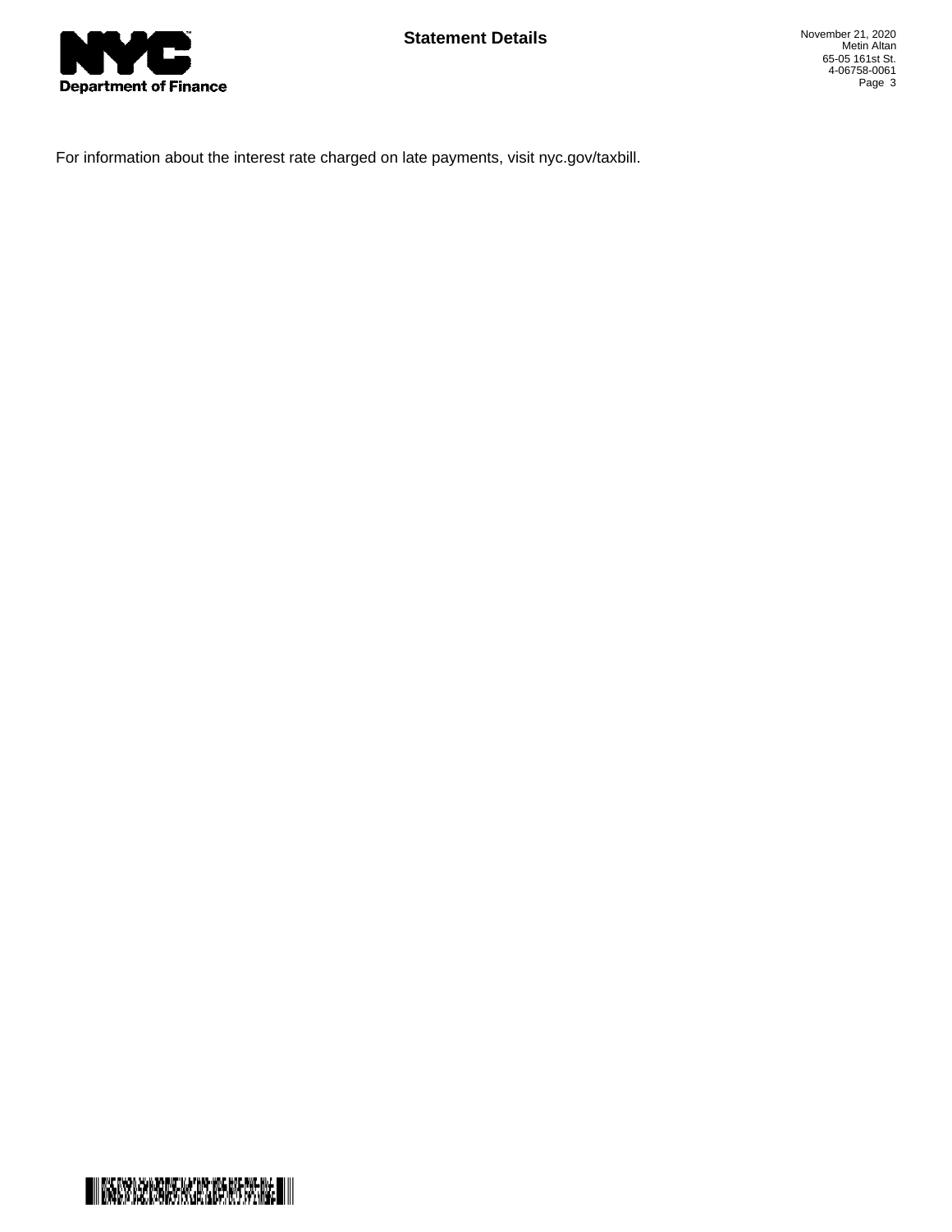For information about the interest rate charged on late payments, visit nyc.gov/taxbill.